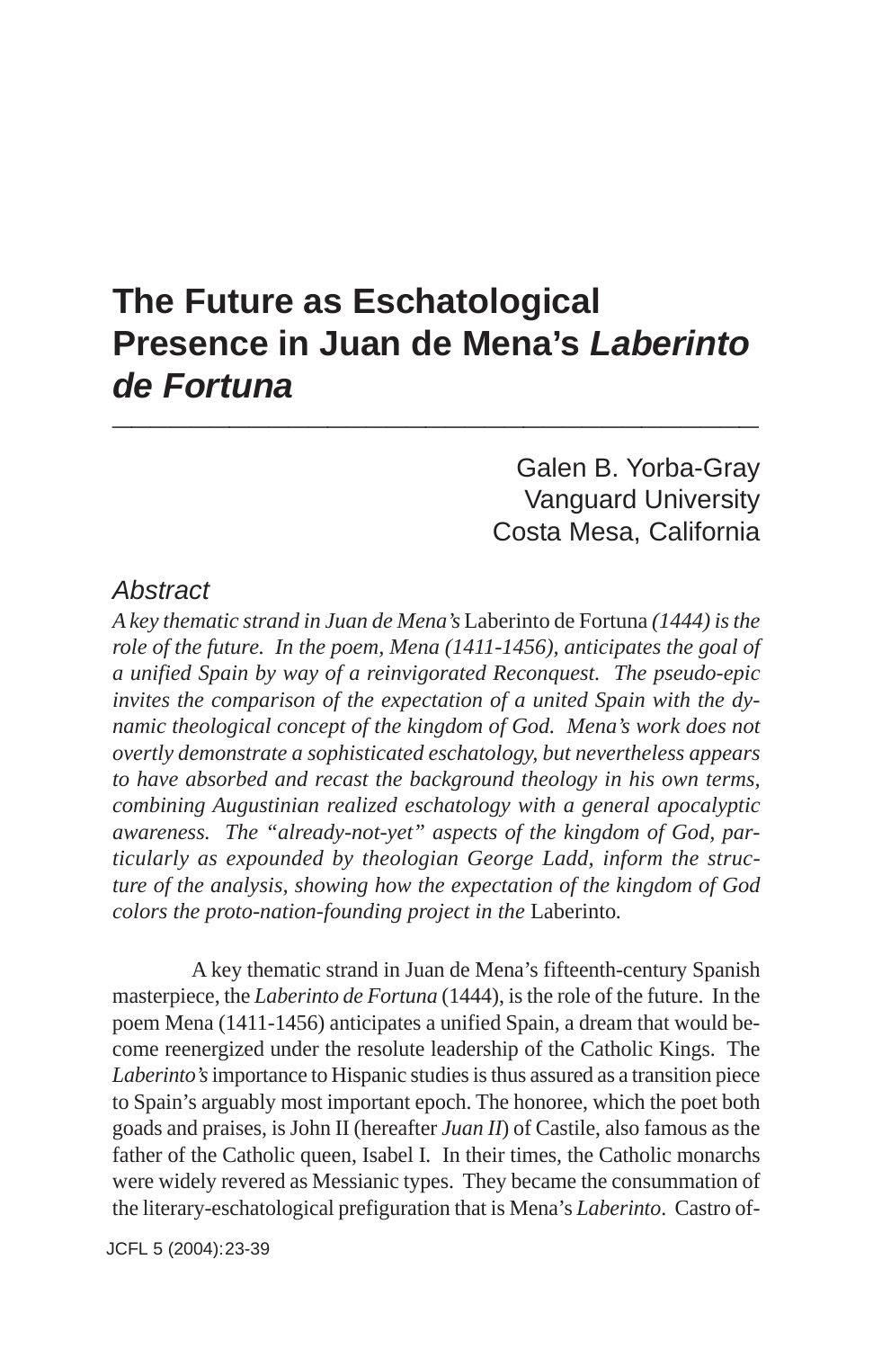# The Future as Eschatological Presence in Juan de Mena's *Laberinto de Fortuna*

Galen B. Yorba-Gray
Vanguard University
Costa Mesa, California

## Abstract

*A key thematic strand in Juan de Mena's* Laberinto de Fortuna *(1444) is the role of the future. In the poem, Mena (1411-1456), anticipates the goal of a unified Spain by way of a reinvigorated Reconquest. The pseudo-epic invites the comparison of the expectation of a united Spain with the dynamic theological concept of the kingdom of God. Mena's work does not overtly demonstrate a sophisticated eschatology, but nevertheless appears to have absorbed and recast the background theology in his own terms, combining Augustinian realized eschatology with a general apocalyptic awareness. The "already-not-yet" aspects of the kingdom of God, particularly as expounded by theologian George Ladd, inform the structure of the analysis, showing how the expectation of the kingdom of God colors the proto-nation-founding project in the* Laberinto*.*

A key thematic strand in Juan de Mena's fifteenth-century Spanish masterpiece, the *Laberinto de Fortuna* (1444), is the role of the future. In the poem Mena (1411-1456) anticipates a unified Spain, a dream that would become reenergized under the resolute leadership of the Catholic Kings. The *Laberinto's* importance to Hispanic studies is thus assured as a transition piece to Spain's arguably most important epoch. The honoree, which the poet both goads and praises, is John II (hereafter *Juan II*) of Castile, also famous as the father of the Catholic queen, Isabel I. In their times, the Catholic monarchs were widely revered as Messianic types. They became the consummation of the literary-eschatological prefiguration that is Mena's *Laberinto*. Castro of-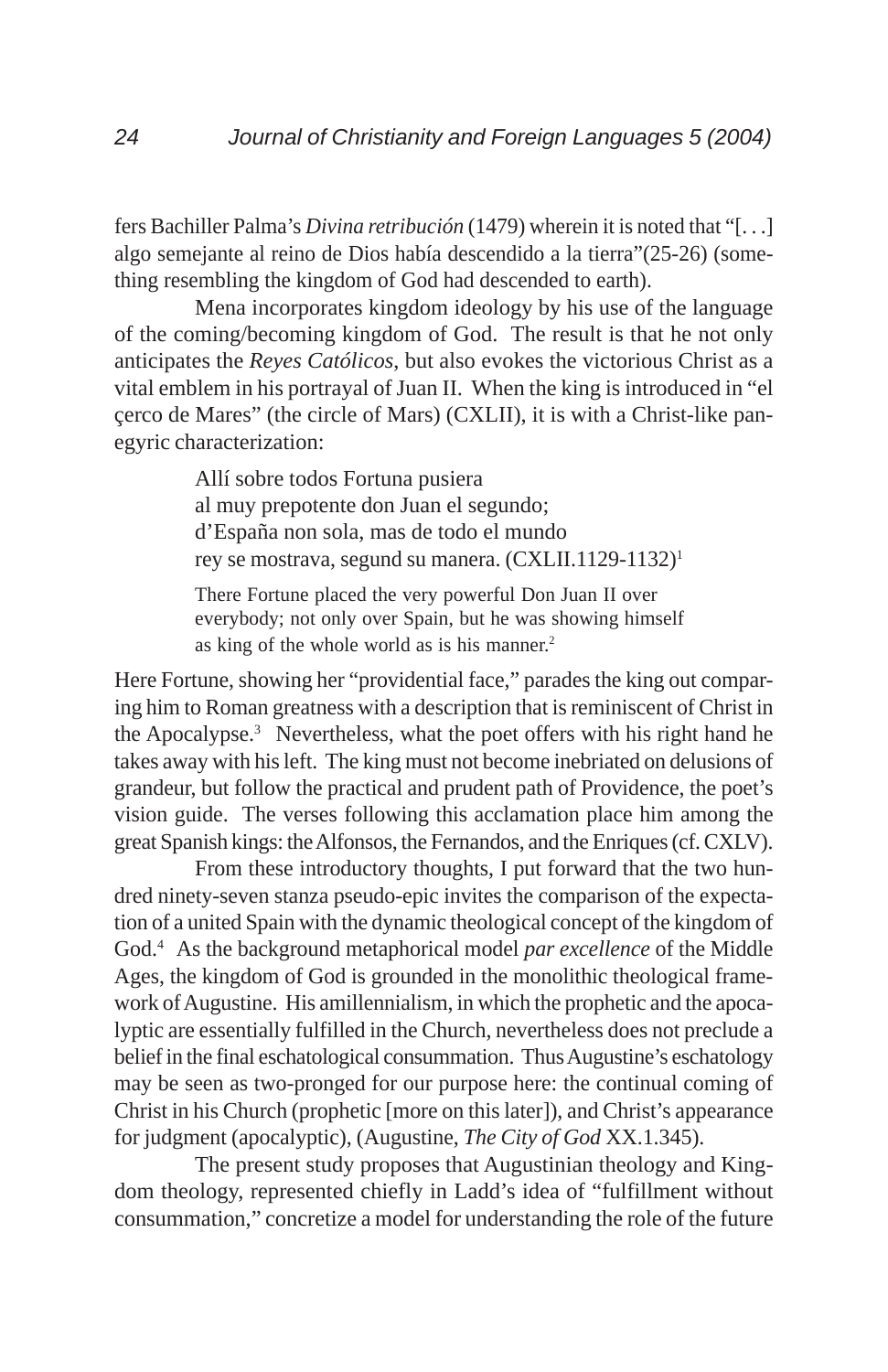fers Bachiller Palma's *Divina retribución* (1479) wherein it is noted that "[. . .] algo semejante al reino de Dios había descendido a la tierra"(25-26) (something resembling the kingdom of God had descended to earth).

Mena incorporates kingdom ideology by his use of the language of the coming/becoming kingdom of God. The result is that he not only anticipates the *Reyes Católicos*, but also evokes the victorious Christ as a vital emblem in his portrayal of Juan II. When the king is introduced in "el çerco de Mares" (the circle of Mars) (CXLII), it is with a Christ-like panegyric characterization:

> Allí sobre todos Fortuna pusiera
> al muy prepotente don Juan el segundo;
> d'España non sola, mas de todo el mundo
> rey se mostrava, segund su manera. (CXLII.1129-1132)[1]
>
> There Fortune placed the very powerful Don Juan II over everybody; not only over Spain, but he was showing himself as king of the whole world as is his manner.[2]

Here Fortune, showing her "providential face," parades the king out comparing him to Roman greatness with a description that is reminiscent of Christ in the Apocalypse.[3] Nevertheless, what the poet offers with his right hand he takes away with his left. The king must not become inebriated on delusions of grandeur, but follow the practical and prudent path of Providence, the poet's vision guide. The verses following this acclamation place him among the great Spanish kings: the Alfonsos, the Fernandos, and the Enriques (cf. CXLV).

From these introductory thoughts, I put forward that the two hundred ninety-seven stanza pseudo-epic invites the comparison of the expectation of a united Spain with the dynamic theological concept of the kingdom of God.[4] As the background metaphorical model *par excellence* of the Middle Ages, the kingdom of God is grounded in the monolithic theological framework of Augustine. His amillennialism, in which the prophetic and the apocalyptic are essentially fulfilled in the Church, nevertheless does not preclude a belief in the final eschatological consummation. Thus Augustine's eschatology may be seen as two-pronged for our purpose here: the continual coming of Christ in his Church (prophetic [more on this later]), and Christ's appearance for judgment (apocalyptic), (Augustine, *The City of God* XX.1.345).

The present study proposes that Augustinian theology and Kingdom theology, represented chiefly in Ladd's idea of "fulfillment without consummation," concretize a model for understanding the role of the future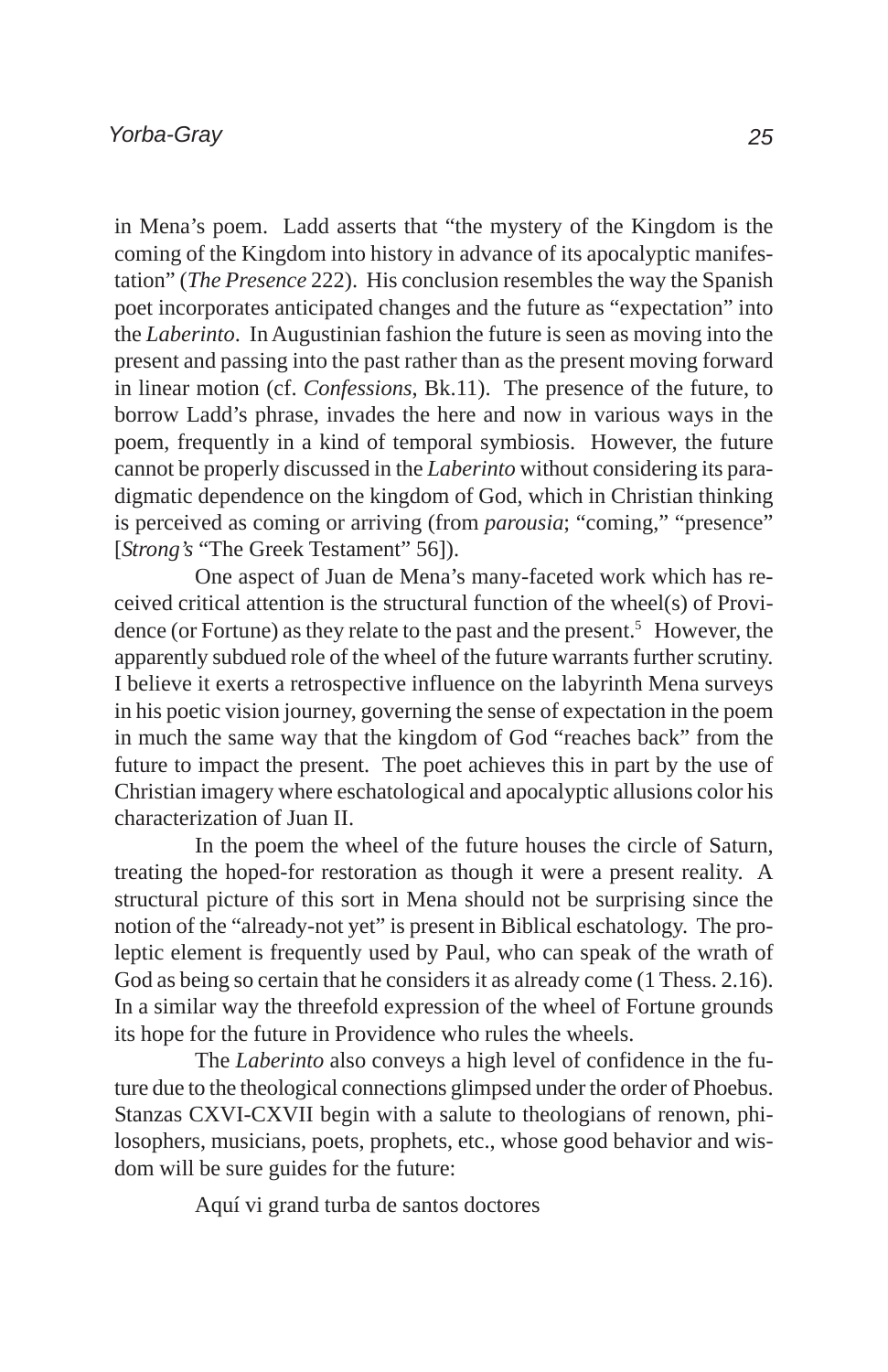in Mena's poem. Ladd asserts that "the mystery of the Kingdom is the coming of the Kingdom into history in advance of its apocalyptic manifestation" (*The Presence* 222). His conclusion resembles the way the Spanish poet incorporates anticipated changes and the future as "expectation" into the *Laberinto*. In Augustinian fashion the future is seen as moving into the present and passing into the past rather than as the present moving forward in linear motion (cf. *Confessions*, Bk.11). The presence of the future, to borrow Ladd's phrase, invades the here and now in various ways in the poem, frequently in a kind of temporal symbiosis. However, the future cannot be properly discussed in the *Laberinto* without considering its paradigmatic dependence on the kingdom of God, which in Christian thinking is perceived as coming or arriving (from *parousia*; "coming," "presence" [*Strong's* "The Greek Testament" 56]).

One aspect of Juan de Mena's many-faceted work which has received critical attention is the structural function of the wheel(s) of Providence (or Fortune) as they relate to the past and the present.[5] However, the apparently subdued role of the wheel of the future warrants further scrutiny. I believe it exerts a retrospective influence on the labyrinth Mena surveys in his poetic vision journey, governing the sense of expectation in the poem in much the same way that the kingdom of God "reaches back" from the future to impact the present. The poet achieves this in part by the use of Christian imagery where eschatological and apocalyptic allusions color his characterization of Juan II.

In the poem the wheel of the future houses the circle of Saturn, treating the hoped-for restoration as though it were a present reality. A structural picture of this sort in Mena should not be surprising since the notion of the "already-not yet" is present in Biblical eschatology. The proleptic element is frequently used by Paul, who can speak of the wrath of God as being so certain that he considers it as already come (1 Thess. 2.16). In a similar way the threefold expression of the wheel of Fortune grounds its hope for the future in Providence who rules the wheels.

The *Laberinto* also conveys a high level of confidence in the future due to the theological connections glimpsed under the order of Phoebus. Stanzas CXVI-CXVII begin with a salute to theologians of renown, philosophers, musicians, poets, prophets, etc., whose good behavior and wisdom will be sure guides for the future:

> Aquí vi grand turba de santos doctores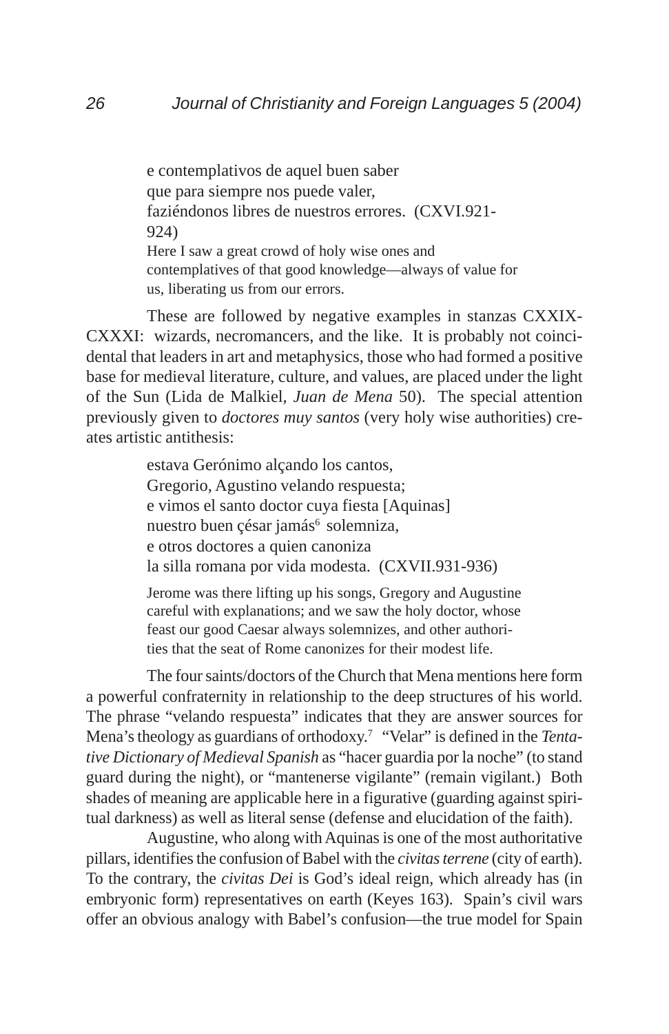e contemplativos de aquel buen saber
que para siempre nos puede valer,
faziéndonos libres de nuestros errores. (CXVI.921-924)

Here I saw a great crowd of holy wise ones and contemplatives of that good knowledge—always of value for us, liberating us from our errors.

These are followed by negative examples in stanzas CXXIX-CXXXI: wizards, necromancers, and the like. It is probably not coincidental that leaders in art and metaphysics, those who had formed a positive base for medieval literature, culture, and values, are placed under the light of the Sun (Lida de Malkiel, *Juan de Mena* 50). The special attention previously given to *doctores muy santos* (very holy wise authorities) creates artistic antithesis:

estava Gerónimo alçando los cantos,
Gregorio, Agustino velando respuesta;
e vimos el santo doctor cuya fiesta [Aquinas]
nuestro buen çésar jamás[6] solemniza,
e otros doctores a quien canoniza
la silla romana por vida modesta. (CXVII.931-936)

Jerome was there lifting up his songs, Gregory and Augustine careful with explanations; and we saw the holy doctor, whose feast our good Caesar always solemnizes, and other authorities that the seat of Rome canonizes for their modest life.

The four saints/doctors of the Church that Mena mentions here form a powerful confraternity in relationship to the deep structures of his world. The phrase "velando respuesta" indicates that they are answer sources for Mena's theology as guardians of orthodoxy.[7] "Velar" is defined in the *Tentative Dictionary of Medieval Spanish* as "hacer guardia por la noche" (to stand guard during the night), or "mantenerse vigilante" (remain vigilant.) Both shades of meaning are applicable here in a figurative (guarding against spiritual darkness) as well as literal sense (defense and elucidation of the faith).

Augustine, who along with Aquinas is one of the most authoritative pillars, identifies the confusion of Babel with the *civitas terrene* (city of earth). To the contrary, the *civitas Dei* is God's ideal reign, which already has (in embryonic form) representatives on earth (Keyes 163). Spain's civil wars offer an obvious analogy with Babel's confusion—the true model for Spain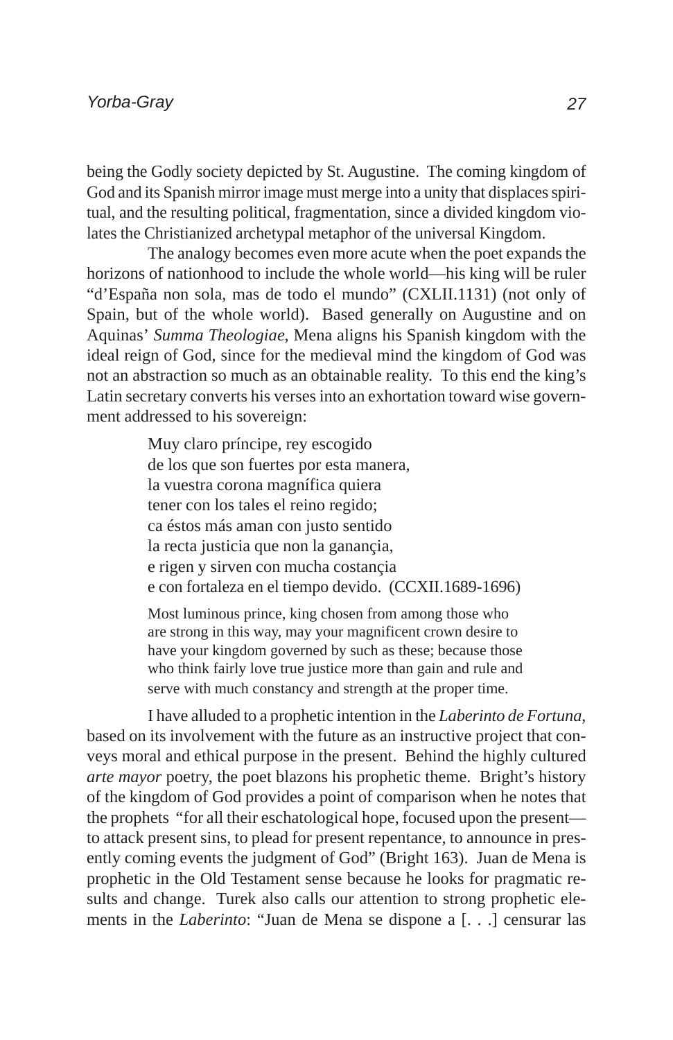being the Godly society depicted by St. Augustine. The coming kingdom of God and its Spanish mirror image must merge into a unity that displaces spiritual, and the resulting political, fragmentation, since a divided kingdom violates the Christianized archetypal metaphor of the universal Kingdom.

The analogy becomes even more acute when the poet expands the horizons of nationhood to include the whole world—his king will be ruler "d'España non sola, mas de todo el mundo" (CXLII.1131) (not only of Spain, but of the whole world). Based generally on Augustine and on Aquinas' *Summa Theologiae*, Mena aligns his Spanish kingdom with the ideal reign of God, since for the medieval mind the kingdom of God was not an abstraction so much as an obtainable reality. To this end the king's Latin secretary converts his verses into an exhortation toward wise government addressed to his sovereign:

> Muy claro príncipe, rey escogido
> de los que son fuertes por esta manera,
> la vuestra corona magnífica quiera
> tener con los tales el reino regido;
> ca éstos más aman con justo sentido
> la recta justicia que non la ganançia,
> e rigen y sirven con mucha costançia
> e con fortaleza en el tiempo devido. (CCXII.1689-1696)
>
> Most luminous prince, king chosen from among those who are strong in this way, may your magnificent crown desire to have your kingdom governed by such as these; because those who think fairly love true justice more than gain and rule and serve with much constancy and strength at the proper time.

I have alluded to a prophetic intention in the *Laberinto de Fortuna*, based on its involvement with the future as an instructive project that conveys moral and ethical purpose in the present. Behind the highly cultured *arte mayor* poetry, the poet blazons his prophetic theme. Bright's history of the kingdom of God provides a point of comparison when he notes that the prophets "for all their eschatological hope, focused upon the present—to attack present sins, to plead for present repentance, to announce in presently coming events the judgment of God" (Bright 163). Juan de Mena is prophetic in the Old Testament sense because he looks for pragmatic results and change. Turek also calls our attention to strong prophetic elements in the *Laberinto*: "Juan de Mena se dispone a [. . .] censurar las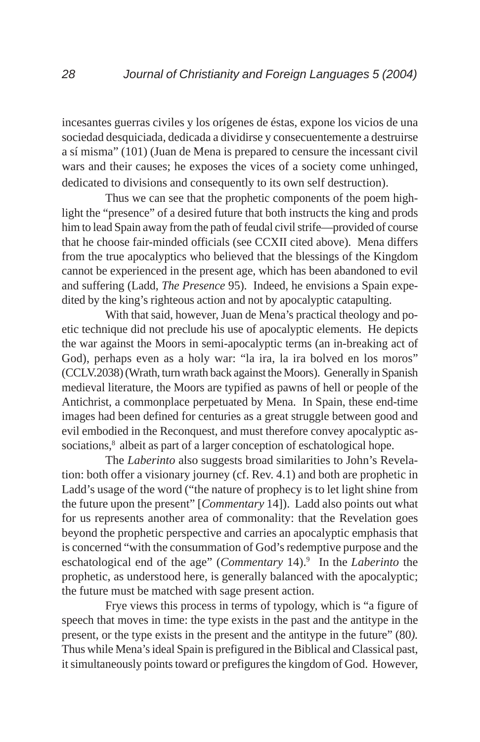incesantes guerras civiles y los orígenes de éstas, expone los vicios de una sociedad desquiciada, dedicada a dividirse y consecuentemente a destruirse a sí misma" (101) (Juan de Mena is prepared to censure the incessant civil wars and their causes; he exposes the vices of a society come unhinged, dedicated to divisions and consequently to its own self destruction).

Thus we can see that the prophetic components of the poem highlight the "presence" of a desired future that both instructs the king and prods him to lead Spain away from the path of feudal civil strife—provided of course that he choose fair-minded officials (see CCXII cited above). Mena differs from the true apocalyptics who believed that the blessings of the Kingdom cannot be experienced in the present age, which has been abandoned to evil and suffering (Ladd, *The Presence* 95). Indeed, he envisions a Spain expedited by the king's righteous action and not by apocalyptic catapulting.

With that said, however, Juan de Mena's practical theology and poetic technique did not preclude his use of apocalyptic elements. He depicts the war against the Moors in semi-apocalyptic terms (an in-breaking act of God), perhaps even as a holy war: "la ira, la ira bolved en los moros" (CCLV.2038) (Wrath, turn wrath back against the Moors). Generally in Spanish medieval literature, the Moors are typified as pawns of hell or people of the Antichrist, a commonplace perpetuated by Mena. In Spain, these end-time images had been defined for centuries as a great struggle between good and evil embodied in the Reconquest, and must therefore convey apocalyptic associations,[8] albeit as part of a larger conception of eschatological hope.

The *Laberinto* also suggests broad similarities to John's Revelation: both offer a visionary journey (cf. Rev. 4.1) and both are prophetic in Ladd's usage of the word ("the nature of prophecy is to let light shine from the future upon the present" [*Commentary* 14]). Ladd also points out what for us represents another area of commonality: that the Revelation goes beyond the prophetic perspective and carries an apocalyptic emphasis that is concerned "with the consummation of God's redemptive purpose and the eschatological end of the age" (*Commentary* 14).[9] In the *Laberinto* the prophetic, as understood here, is generally balanced with the apocalyptic; the future must be matched with sage present action.

Frye views this process in terms of typology, which is "a figure of speech that moves in time: the type exists in the past and the antitype in the present, or the type exists in the present and the antitype in the future" (80). Thus while Mena's ideal Spain is prefigured in the Biblical and Classical past, it simultaneously points toward or prefigures the kingdom of God. However,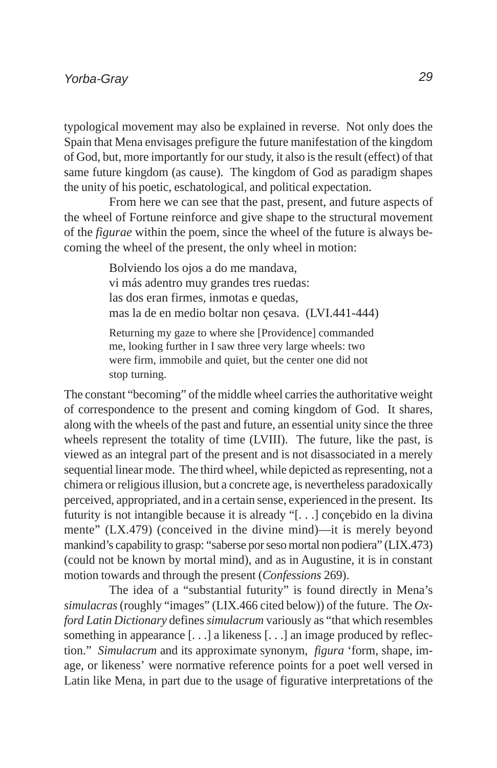typological movement may also be explained in reverse. Not only does the Spain that Mena envisages prefigure the future manifestation of the kingdom of God, but, more importantly for our study, it also is the result (effect) of that same future kingdom (as cause). The kingdom of God as paradigm shapes the unity of his poetic, eschatological, and political expectation.

From here we can see that the past, present, and future aspects of the wheel of Fortune reinforce and give shape to the structural movement of the *figurae* within the poem, since the wheel of the future is always becoming the wheel of the present, the only wheel in motion:

> Bolviendo los ojos a do me mandava,
> vi más adentro muy grandes tres ruedas:
> las dos eran firmes, inmotas e quedas,
> mas la de en medio boltar non çesava. (LVI.441-444)
>
> Returning my gaze to where she [Providence] commanded me, looking further in I saw three very large wheels: two were firm, immobile and quiet, but the center one did not stop turning.

The constant "becoming" of the middle wheel carries the authoritative weight of correspondence to the present and coming kingdom of God. It shares, along with the wheels of the past and future, an essential unity since the three wheels represent the totality of time (LVIII). The future, like the past, is viewed as an integral part of the present and is not disassociated in a merely sequential linear mode. The third wheel, while depicted as representing, not a chimera or religious illusion, but a concrete age, is nevertheless paradoxically perceived, appropriated, and in a certain sense, experienced in the present. Its futurity is not intangible because it is already "[. . .] conçebido en la divina mente" (LX.479) (conceived in the divine mind)—it is merely beyond mankind's capability to grasp: "saberse por seso mortal non podiera" (LIX.473) (could not be known by mortal mind), and as in Augustine, it is in constant motion towards and through the present (*Confessions* 269).

The idea of a "substantial futurity" is found directly in Mena's *simulacras* (roughly "images" (LIX.466 cited below)) of the future. The *Oxford Latin Dictionary* defines *simulacrum* variously as "that which resembles something in appearance [. . .] a likeness [. . .] an image produced by reflection." *Simulacrum* and its approximate synonym, *figura* 'form, shape, image, or likeness' were normative reference points for a poet well versed in Latin like Mena, in part due to the usage of figurative interpretations of the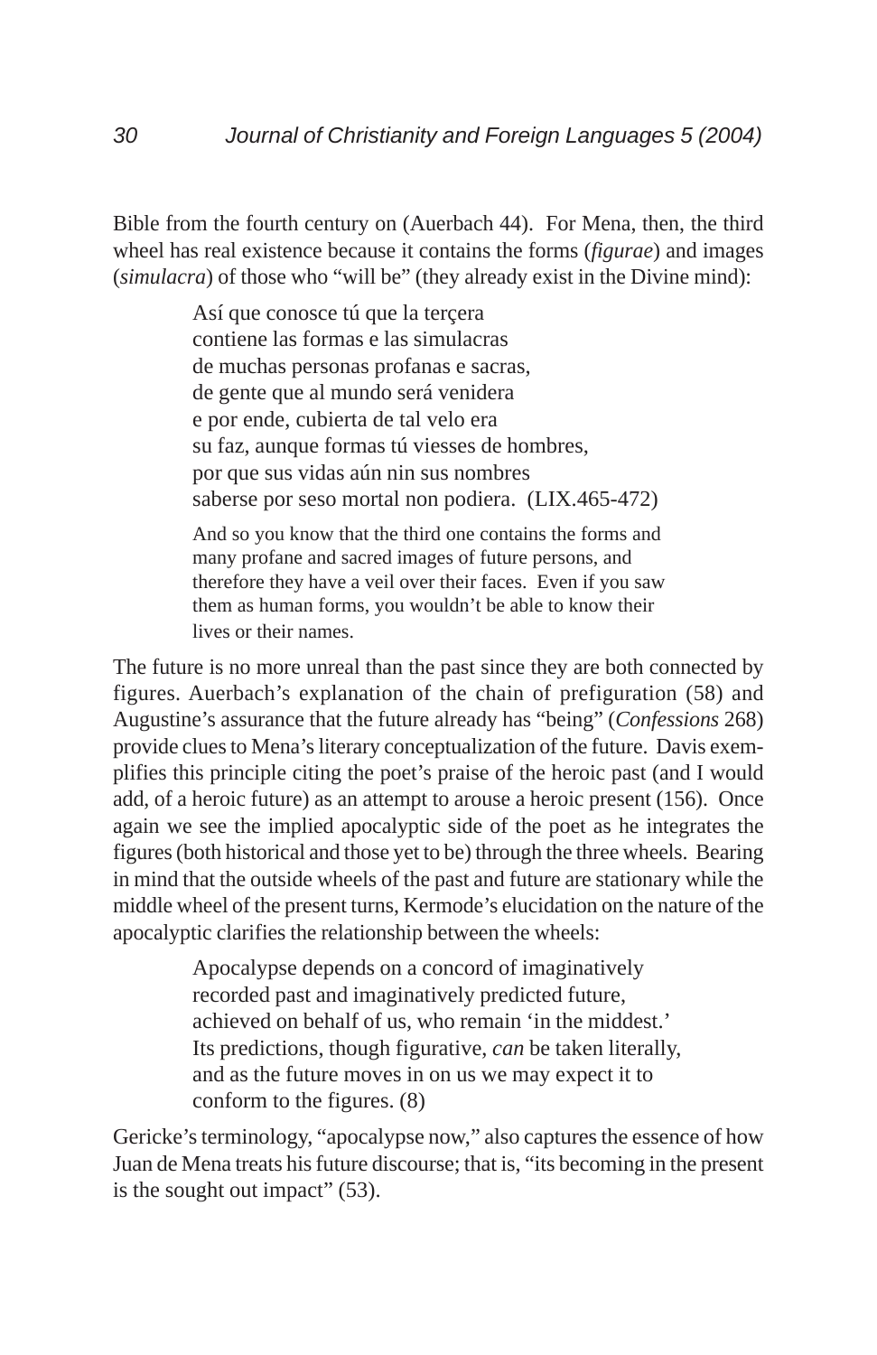Bible from the fourth century on (Auerbach 44). For Mena, then, the third wheel has real existence because it contains the forms (*figurae*) and images (*simulacra*) of those who "will be" (they already exist in the Divine mind):

> Así que conosce tú que la terçera
> contiene las formas e las simulacras
> de muchas personas profanas e sacras,
> de gente que al mundo será venidera
> e por ende, cubierta de tal velo era
> su faz, aunque formas tú viesses de hombres,
> por que sus vidas aún nin sus nombres
> saberse por seso mortal non podiera. (LIX.465-472)
>
> And so you know that the third one contains the forms and many profane and sacred images of future persons, and therefore they have a veil over their faces. Even if you saw them as human forms, you wouldn't be able to know their lives or their names.

The future is no more unreal than the past since they are both connected by figures. Auerbach's explanation of the chain of prefiguration (58) and Augustine's assurance that the future already has "being" (*Confessions* 268) provide clues to Mena's literary conceptualization of the future. Davis exemplifies this principle citing the poet's praise of the heroic past (and I would add, of a heroic future) as an attempt to arouse a heroic present (156). Once again we see the implied apocalyptic side of the poet as he integrates the figures (both historical and those yet to be) through the three wheels. Bearing in mind that the outside wheels of the past and future are stationary while the middle wheel of the present turns, Kermode's elucidation on the nature of the apocalyptic clarifies the relationship between the wheels:

> Apocalypse depends on a concord of imaginatively recorded past and imaginatively predicted future, achieved on behalf of us, who remain 'in the middest.' Its predictions, though figurative, *can* be taken literally, and as the future moves in on us we may expect it to conform to the figures. (8)

Gericke's terminology, "apocalypse now," also captures the essence of how Juan de Mena treats his future discourse; that is, "its becoming in the present is the sought out impact" (53).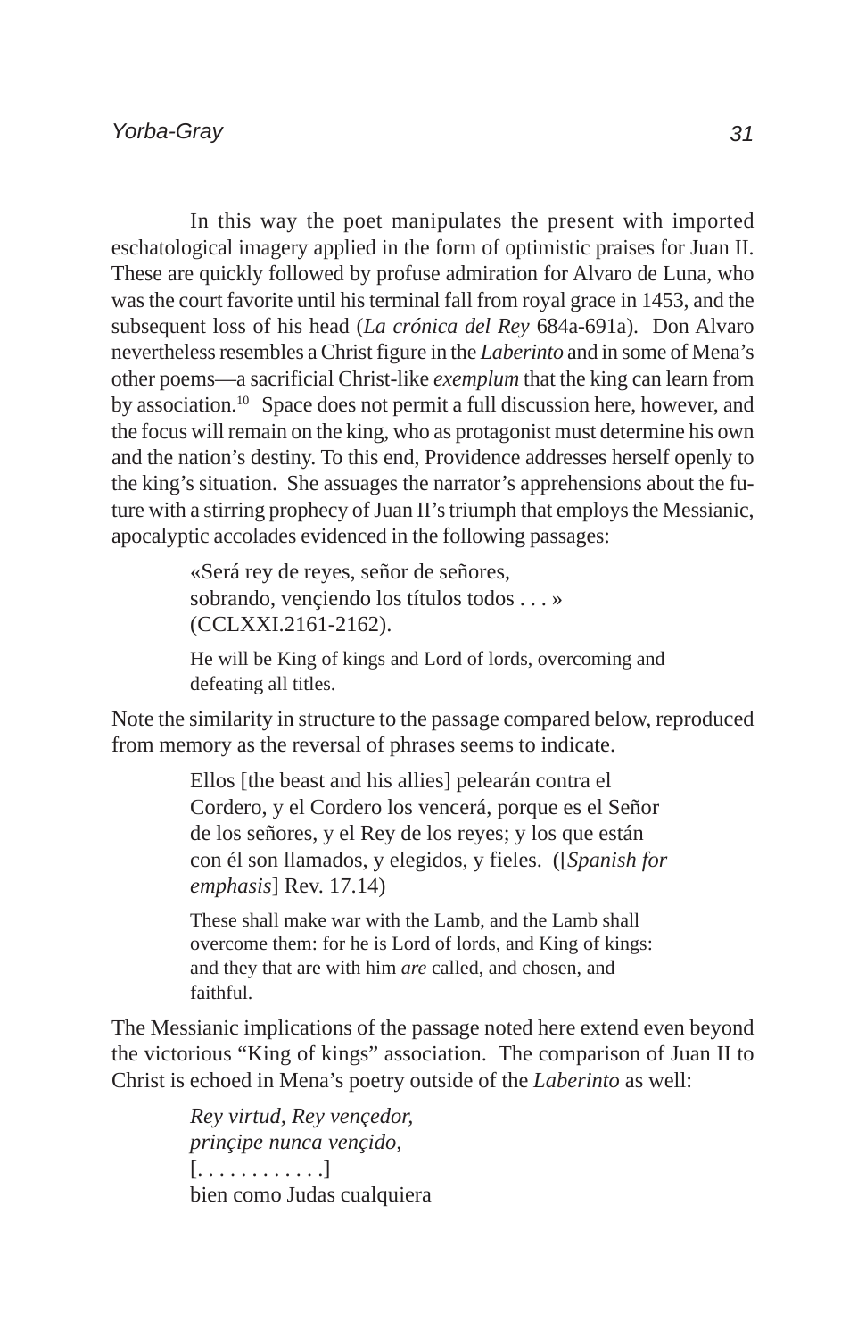In this way the poet manipulates the present with imported eschatological imagery applied in the form of optimistic praises for Juan II. These are quickly followed by profuse admiration for Alvaro de Luna, who was the court favorite until his terminal fall from royal grace in 1453, and the subsequent loss of his head (*La crónica del Rey* 684a-691a). Don Alvaro nevertheless resembles a Christ figure in the *Laberinto* and in some of Mena's other poems—a sacrificial Christ-like *exemplum* that the king can learn from by association.[10] Space does not permit a full discussion here, however, and the focus will remain on the king, who as protagonist must determine his own and the nation's destiny. To this end, Providence addresses herself openly to the king's situation. She assuages the narrator's apprehensions about the future with a stirring prophecy of Juan II's triumph that employs the Messianic, apocalyptic accolades evidenced in the following passages:

> «Será rey de reyes, señor de señores,
> sobrando, vençiendo los títulos todos . . . »
> (CCLXXI.2161-2162).
>
> He will be King of kings and Lord of lords, overcoming and defeating all titles.

Note the similarity in structure to the passage compared below, reproduced from memory as the reversal of phrases seems to indicate.

> Ellos [the beast and his allies] pelearán contra el Cordero, y el Cordero los vencerá, porque es el Señor de los señores, y el Rey de los reyes; y los que están con él son llamados, y elegidos, y fieles. ([*Spanish for emphasis*] Rev. 17.14)
>
> These shall make war with the Lamb, and the Lamb shall overcome them: for he is Lord of lords, and King of kings: and they that are with him *are* called, and chosen, and faithful.

The Messianic implications of the passage noted here extend even beyond the victorious "King of kings" association. The comparison of Juan II to Christ is echoed in Mena's poetry outside of the *Laberinto* as well:

> *Rey virtud, Rey vençedor,*
> *prinçipe nunca vençido,*
> [. . . . . . . . . . . .]
> bien como Judas cualquiera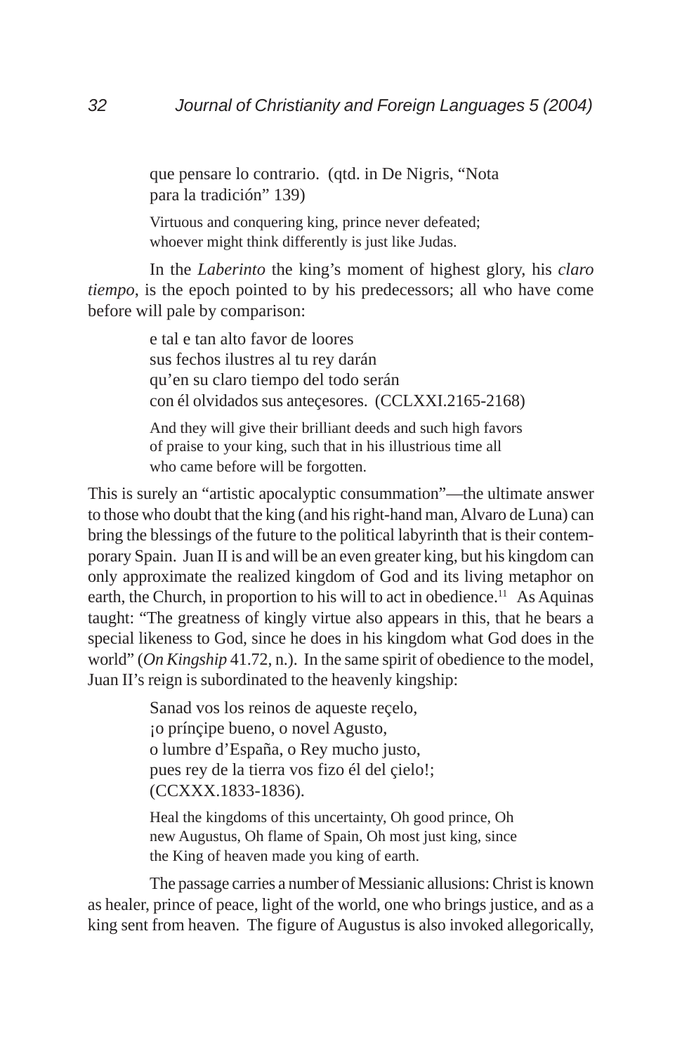que pensare lo contrario. (qtd. in De Nigris, "Nota
para la tradición" 139)

Virtuous and conquering king, prince never defeated;
whoever might think differently is just like Judas.

In the *Laberinto* the king's moment of highest glory, his *claro tiempo*, is the epoch pointed to by his predecessors; all who have come before will pale by comparison:

e tal e tan alto favor de loores
sus fechos ilustres al tu rey darán
qu'en su claro tiempo del todo serán
con él olvidados sus anteçesores. (CCLXXI.2165-2168)

And they will give their brilliant deeds and such high favors
of praise to your king, such that in his illustrious time all
who came before will be forgotten.

This is surely an "artistic apocalyptic consummation"—the ultimate answer to those who doubt that the king (and his right-hand man, Alvaro de Luna) can bring the blessings of the future to the political labyrinth that is their contemporary Spain. Juan II is and will be an even greater king, but his kingdom can only approximate the realized kingdom of God and its living metaphor on earth, the Church, in proportion to his will to act in obedience.[11] As Aquinas taught: "The greatness of kingly virtue also appears in this, that he bears a special likeness to God, since he does in his kingdom what God does in the world" (*On Kingship* 41.72, n.). In the same spirit of obedience to the model, Juan II's reign is subordinated to the heavenly kingship:

Sanad vos los reinos de aqueste reçelo,
¡o prínçipe bueno, o novel Agusto,
o lumbre d'España, o Rey mucho justo,
pues rey de la tierra vos fizo él del çielo!;
(CCXXX.1833-1836).

Heal the kingdoms of this uncertainty, Oh good prince, Oh
new Augustus, Oh flame of Spain, Oh most just king, since
the King of heaven made you king of earth.

The passage carries a number of Messianic allusions: Christ is known as healer, prince of peace, light of the world, one who brings justice, and as a king sent from heaven. The figure of Augustus is also invoked allegorically,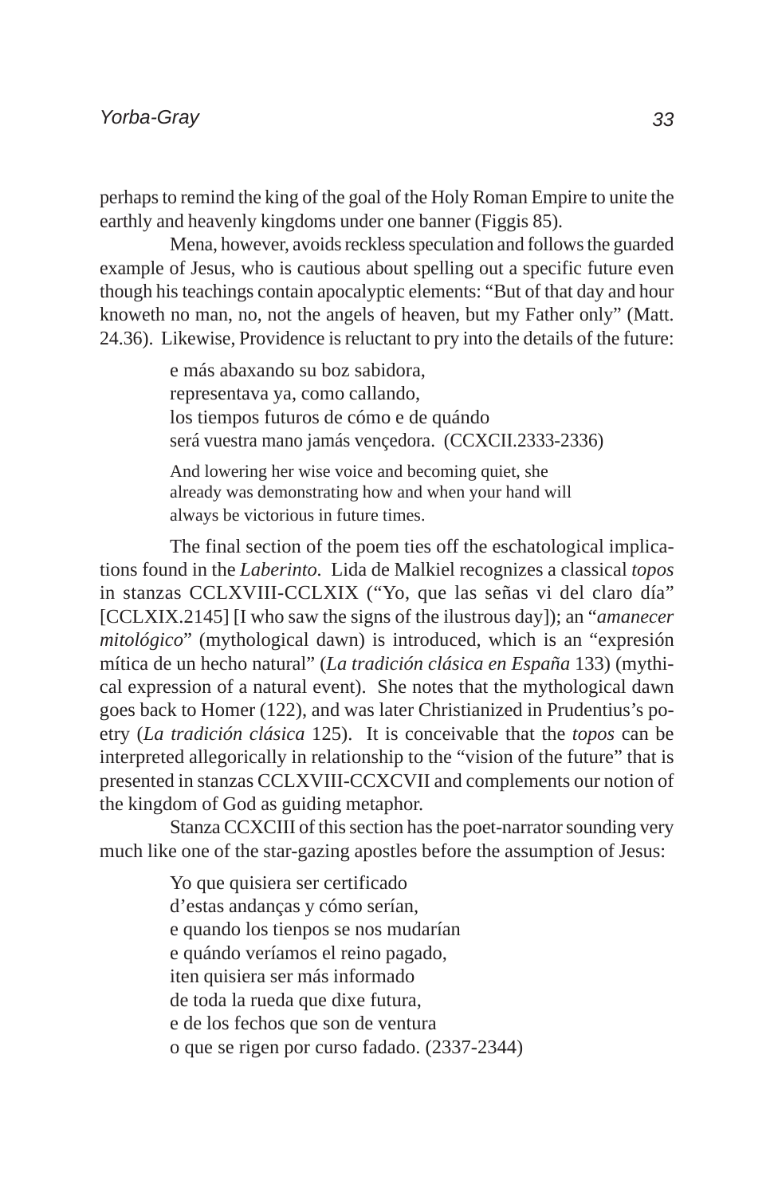perhaps to remind the king of the goal of the Holy Roman Empire to unite the earthly and heavenly kingdoms under one banner (Figgis 85).

Mena, however, avoids reckless speculation and follows the guarded example of Jesus, who is cautious about spelling out a specific future even though his teachings contain apocalyptic elements: "But of that day and hour knoweth no man, no, not the angels of heaven, but my Father only" (Matt. 24.36). Likewise, Providence is reluctant to pry into the details of the future:

> e más abaxando su boz sabidora,
> representava ya, como callando,
> los tiempos futuros de cómo e de quándo
> será vuestra mano jamás vençedora. (CCXCII.2333-2336)
>
> And lowering her wise voice and becoming quiet, she already was demonstrating how and when your hand will always be victorious in future times.

The final section of the poem ties off the eschatological implications found in the *Laberinto*. Lida de Malkiel recognizes a classical *topos* in stanzas CCLXVIII-CCLXIX ("Yo, que las señas vi del claro día" [CCLXIX.2145] [I who saw the signs of the ilustrous day]); an "*amanecer mitológico*" (mythological dawn) is introduced, which is an "expresión mítica de un hecho natural" (*La tradición clásica en España* 133) (mythical expression of a natural event). She notes that the mythological dawn goes back to Homer (122), and was later Christianized in Prudentius's poetry (*La tradición clásica* 125). It is conceivable that the *topos* can be interpreted allegorically in relationship to the "vision of the future" that is presented in stanzas CCLXVIII-CCXCVII and complements our notion of the kingdom of God as guiding metaphor.

Stanza CCXCIII of this section has the poet-narrator sounding very much like one of the star-gazing apostles before the assumption of Jesus:

> Yo que quisiera ser certificado
> d'estas andanças y cómo serían,
> e quando los tienpos se nos mudarían
> e quándo veríamos el reino pagado,
> iten quisiera ser más informado
> de toda la rueda que dixe futura,
> e de los fechos que son de ventura
> o que se rigen por curso fadado. (2337-2344)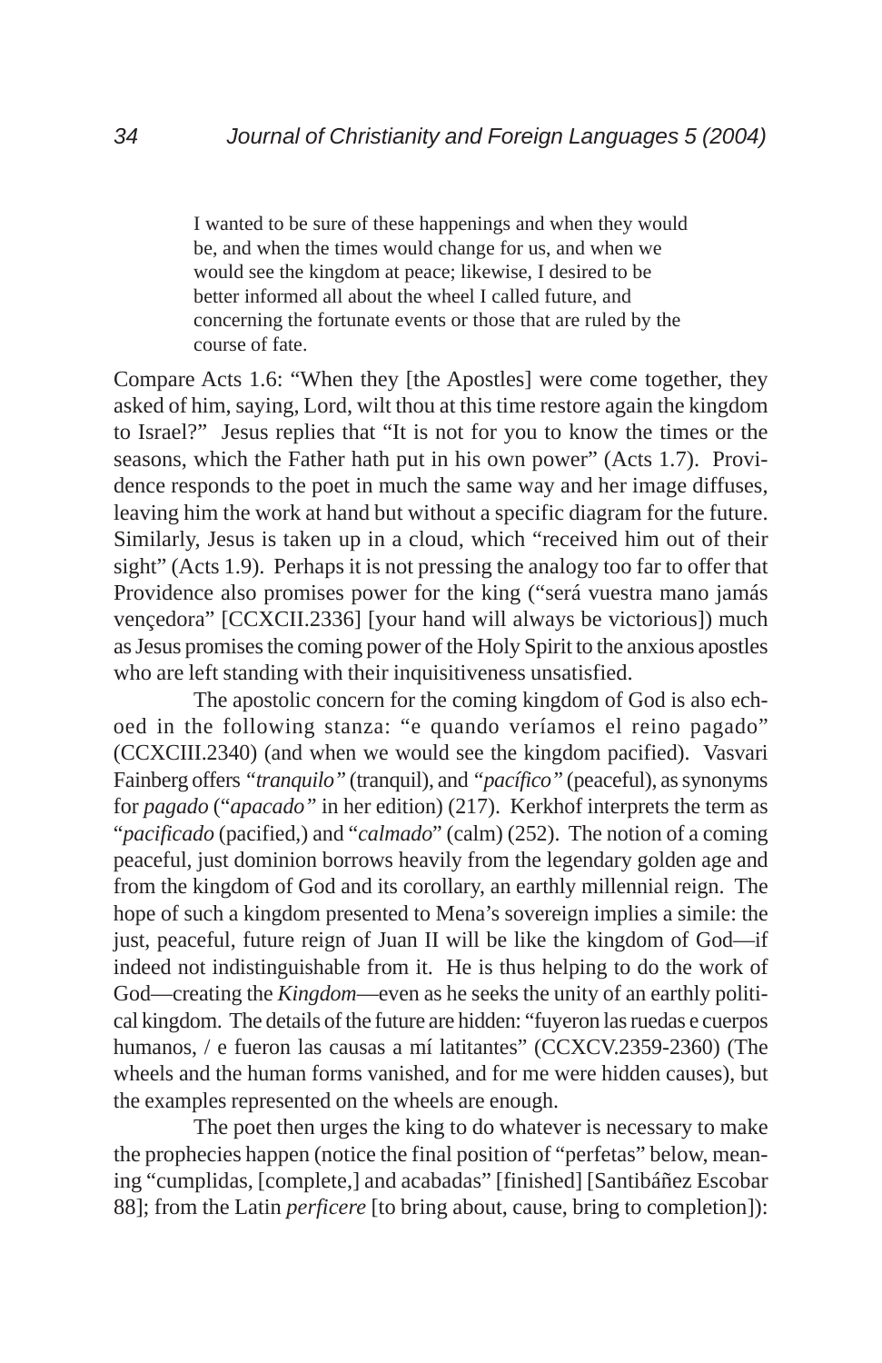> I wanted to be sure of these happenings and when they would be, and when the times would change for us, and when we would see the kingdom at peace; likewise, I desired to be better informed all about the wheel I called future, and concerning the fortunate events or those that are ruled by the course of fate.

Compare Acts 1.6: "When they [the Apostles] were come together, they asked of him, saying, Lord, wilt thou at this time restore again the kingdom to Israel?" Jesus replies that "It is not for you to know the times or the seasons, which the Father hath put in his own power" (Acts 1.7). Providence responds to the poet in much the same way and her image diffuses, leaving him the work at hand but without a specific diagram for the future. Similarly, Jesus is taken up in a cloud, which "received him out of their sight" (Acts 1.9). Perhaps it is not pressing the analogy too far to offer that Providence also promises power for the king ("será vuestra mano jamás vençedora" [CCXCII.2336] [your hand will always be victorious]) much as Jesus promises the coming power of the Holy Spirit to the anxious apostles who are left standing with their inquisitiveness unsatisfied.

The apostolic concern for the coming kingdom of God is also echoed in the following stanza: "e quando veríamos el reino pagado" (CCXCIII.2340) (and when we would see the kingdom pacified). Vasvari Fainberg offers *"tranquilo"* (tranquil), and *"pacífico"* (peaceful), as synonyms for *pagado* ("*apacado"* in her edition) (217). Kerkhof interprets the term as "*pacificado* (pacified,) and "*calmado*" (calm) (252). The notion of a coming peaceful, just dominion borrows heavily from the legendary golden age and from the kingdom of God and its corollary, an earthly millennial reign. The hope of such a kingdom presented to Mena's sovereign implies a simile: the just, peaceful, future reign of Juan II will be like the kingdom of God—if indeed not indistinguishable from it. He is thus helping to do the work of God—creating the *Kingdom*—even as he seeks the unity of an earthly political kingdom. The details of the future are hidden: "fuyeron las ruedas e cuerpos humanos, / e fueron las causas a mí latitantes" (CCXCV.2359-2360) (The wheels and the human forms vanished, and for me were hidden causes), but the examples represented on the wheels are enough.

The poet then urges the king to do whatever is necessary to make the prophecies happen (notice the final position of "perfetas" below, meaning "cumplidas, [complete,] and acabadas" [finished] [Santibáñez Escobar 88]; from the Latin *perficere* [to bring about, cause, bring to completion]):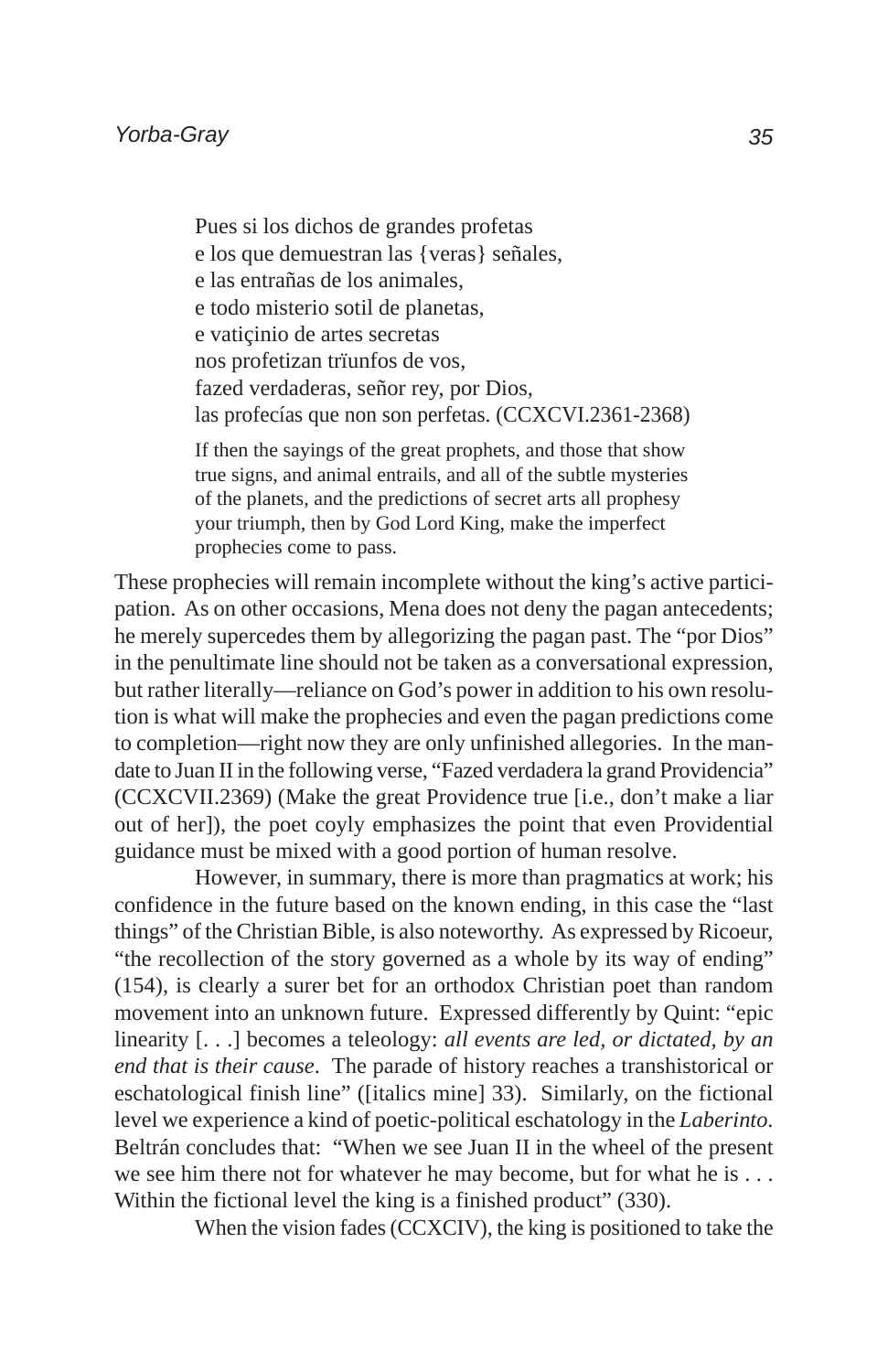Pues si los dichos de grandes profetas  
e los que demuestran las {veras} señales,  
e las entrañas de los animales,  
e todo misterio sotil de planetas,  
e vatiçinio de artes secretas  
nos profetizan trïunfos de vos,  
fazed verdaderas, señor rey, por Dios,  
las profecías que non son perfetas. (CCXCVI.2361-2368)

> If then the sayings of the great prophets, and those that show true signs, and animal entrails, and all of the subtle mysteries of the planets, and the predictions of secret arts all prophesy your triumph, then by God Lord King, make the imperfect prophecies come to pass.

These prophecies will remain incomplete without the king's active participation. As on other occasions, Mena does not deny the pagan antecedents; he merely supercedes them by allegorizing the pagan past. The "por Dios" in the penultimate line should not be taken as a conversational expression, but rather literally—reliance on God's power in addition to his own resolution is what will make the prophecies and even the pagan predictions come to completion—right now they are only unfinished allegories. In the mandate to Juan II in the following verse, "Fazed verdadera la grand Providencia" (CCXCVII.2369) (Make the great Providence true [i.e., don't make a liar out of her]), the poet coyly emphasizes the point that even Providential guidance must be mixed with a good portion of human resolve.

However, in summary, there is more than pragmatics at work; his confidence in the future based on the known ending, in this case the "last things" of the Christian Bible, is also noteworthy. As expressed by Ricoeur, "the recollection of the story governed as a whole by its way of ending" (154), is clearly a surer bet for an orthodox Christian poet than random movement into an unknown future. Expressed differently by Quint: "epic linearity [. . .] becomes a teleology: *all events are led, or dictated, by an end that is their cause*. The parade of history reaches a transhistorical or eschatological finish line" ([italics mine] 33). Similarly, on the fictional level we experience a kind of poetic-political eschatology in the *Laberinto.* Beltrán concludes that: "When we see Juan II in the wheel of the present we see him there not for whatever he may become, but for what he is . . . Within the fictional level the king is a finished product" (330).

When the vision fades (CCXCIV), the king is positioned to take the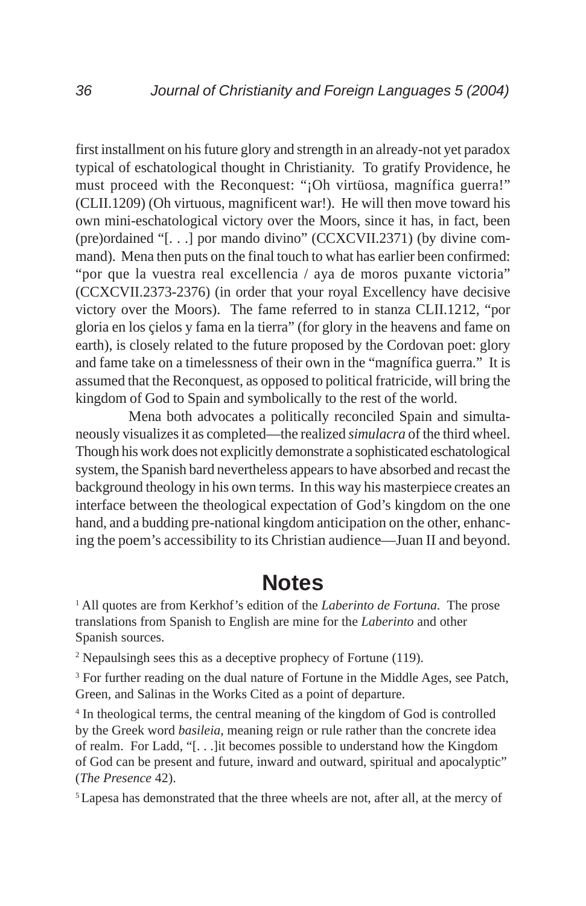first installment on his future glory and strength in an already-not yet paradox typical of eschatological thought in Christianity. To gratify Providence, he must proceed with the Reconquest: "¡Oh virtüosa, magnífica guerra!" (CLII.1209) (Oh virtuous, magnificent war!). He will then move toward his own mini-eschatological victory over the Moors, since it has, in fact, been (pre)ordained "[. . .] por mando divino" (CCXCVII.2371) (by divine command). Mena then puts on the final touch to what has earlier been confirmed: "por que la vuestra real excellencia / aya de moros puxante victoria" (CCXCVII.2373-2376) (in order that your royal Excellency have decisive victory over the Moors). The fame referred to in stanza CLII.1212, "por gloria en los çielos y fama en la tierra" (for glory in the heavens and fame on earth), is closely related to the future proposed by the Cordovan poet: glory and fame take on a timelessness of their own in the "magnífica guerra." It is assumed that the Reconquest, as opposed to political fratricide, will bring the kingdom of God to Spain and symbolically to the rest of the world.

Mena both advocates a politically reconciled Spain and simultaneously visualizes it as completed—the realized *simulacra* of the third wheel. Though his work does not explicitly demonstrate a sophisticated eschatological system, the Spanish bard nevertheless appears to have absorbed and recast the background theology in his own terms. In this way his masterpiece creates an interface between the theological expectation of God's kingdom on the one hand, and a budding pre-national kingdom anticipation on the other, enhancing the poem's accessibility to its Christian audience—Juan II and beyond.

## Notes

[1] All quotes are from Kerkhof's edition of the *Laberinto de Fortuna*. The prose translations from Spanish to English are mine for the *Laberinto* and other Spanish sources.

[2] Nepaulsingh sees this as a deceptive prophecy of Fortune (119).

[3] For further reading on the dual nature of Fortune in the Middle Ages, see Patch, Green, and Salinas in the Works Cited as a point of departure.

[4] In theological terms, the central meaning of the kingdom of God is controlled by the Greek word *basileia*, meaning reign or rule rather than the concrete idea of realm. For Ladd, "[. . .]it becomes possible to understand how the Kingdom of God can be present and future, inward and outward, spiritual and apocalyptic" (*The Presence* 42).

[5] Lapesa has demonstrated that the three wheels are not, after all, at the mercy of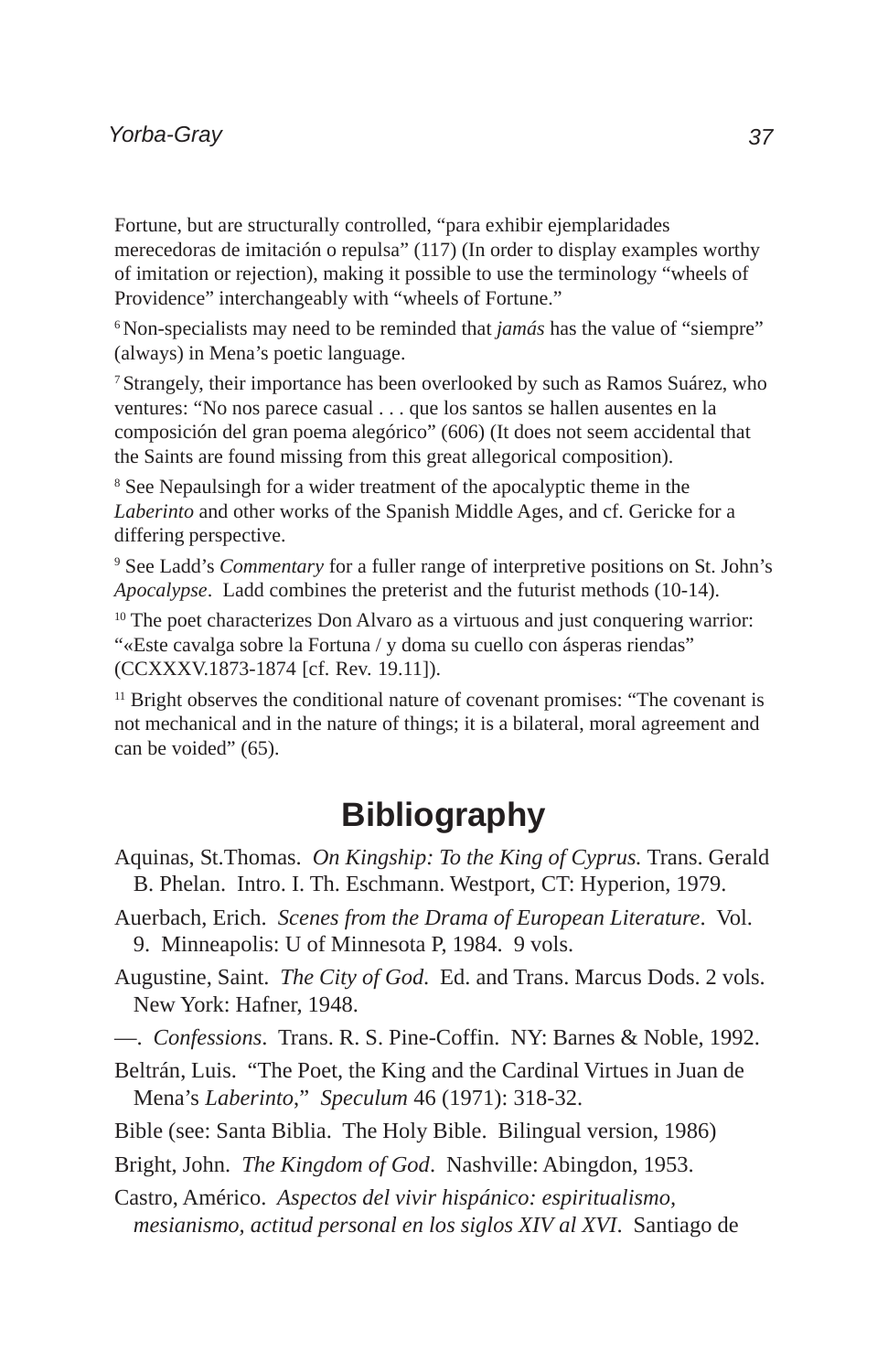Fortune, but are structurally controlled, "para exhibir ejemplaridades merecedoras de imitación o repulsa" (117) (In order to display examples worthy of imitation or rejection), making it possible to use the terminology "wheels of Providence" interchangeably with "wheels of Fortune."

[6] Non-specialists may need to be reminded that *jamás* has the value of "siempre" (always) in Mena's poetic language.

[7] Strangely, their importance has been overlooked by such as Ramos Suárez, who ventures: "No nos parece casual . . . que los santos se hallen ausentes en la composición del gran poema alegórico" (606) (It does not seem accidental that the Saints are found missing from this great allegorical composition).

[8] See Nepaulsingh for a wider treatment of the apocalyptic theme in the *Laberinto* and other works of the Spanish Middle Ages, and cf. Gericke for a differing perspective.

[9] See Ladd's *Commentary* for a fuller range of interpretive positions on St. John's *Apocalypse*. Ladd combines the preterist and the futurist methods (10-14).

[10] The poet characterizes Don Alvaro as a virtuous and just conquering warrior: "«Este cavalga sobre la Fortuna / y doma su cuello con ásperas riendas" (CCXXXV.1873-1874 [cf. Rev. 19.11]).

[11] Bright observes the conditional nature of covenant promises: "The covenant is not mechanical and in the nature of things; it is a bilateral, moral agreement and can be voided" (65).

# Bibliography

Aquinas, St.Thomas. *On Kingship: To the King of Cyprus.* Trans. Gerald B. Phelan. Intro. I. Th. Eschmann. Westport, CT: Hyperion, 1979.

Auerbach, Erich. *Scenes from the Drama of European Literature*. Vol. 9. Minneapolis: U of Minnesota P, 1984. 9 vols.

Augustine, Saint. *The City of God.* Ed. and Trans. Marcus Dods. 2 vols. New York: Hafner, 1948.

—. *Confessions*. Trans. R. S. Pine-Coffin. NY: Barnes & Noble, 1992.

Beltrán, Luis. "The Poet, the King and the Cardinal Virtues in Juan de Mena's *Laberinto*," *Speculum* 46 (1971): 318-32.

Bible (see: Santa Biblia. The Holy Bible. Bilingual version, 1986)

Bright, John. *The Kingdom of God*. Nashville: Abingdon, 1953.

Castro, Américo. *Aspectos del vivir hispánico: espiritualismo, mesianismo, actitud personal en los siglos XIV al XVI*. Santiago de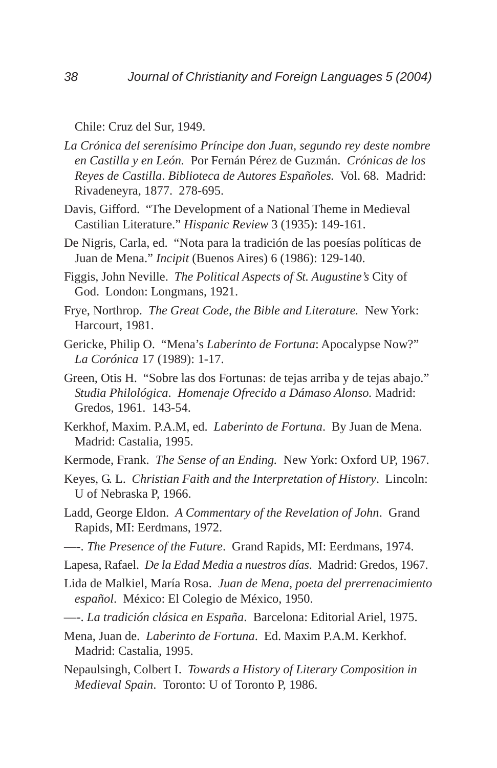Chile: Cruz del Sur, 1949.

*La Crónica del serenísimo Príncipe don Juan, segundo rey deste nombre en Castilla y en León.* Por Fernán Pérez de Guzmán. *Crónicas de los Reyes de Castilla*. *Biblioteca de Autores Españoles.* Vol. 68. Madrid: Rivadeneyra, 1877. 278-695.

Davis, Gifford. "The Development of a National Theme in Medieval Castilian Literature." *Hispanic Review* 3 (1935): 149-161.

De Nigris, Carla, ed. "Nota para la tradición de las poesías políticas de Juan de Mena." *Incipit* (Buenos Aires) 6 (1986): 129-140.

Figgis, John Neville. *The Political Aspects of St. Augustine's* City of God. London: Longmans, 1921.

Frye, Northrop. *The Great Code, the Bible and Literature.* New York: Harcourt, 1981.

Gericke, Philip O. "Mena's *Laberinto de Fortuna*: Apocalypse Now?" *La Corónica* 17 (1989): 1-17.

Green, Otis H. "Sobre las dos Fortunas: de tejas arriba y de tejas abajo." *Studia Philológica*. *Homenaje Ofrecido a Dámaso Alonso.* Madrid: Gredos, 1961. 143-54.

Kerkhof, Maxim. P.A.M, ed. *Laberinto de Fortuna*. By Juan de Mena. Madrid: Castalia, 1995.

Kermode, Frank. *The Sense of an Ending.* New York: Oxford UP, 1967.

Keyes, G. L. *Christian Faith and the Interpretation of History*. Lincoln: U of Nebraska P, 1966.

Ladd, George Eldon. *A Commentary of the Revelation of John*. Grand Rapids, MI: Eerdmans, 1972.

—-. *The Presence of the Future*. Grand Rapids, MI: Eerdmans, 1974.

Lapesa, Rafael. *De la Edad Media a nuestros días*. Madrid: Gredos, 1967.

Lida de Malkiel, María Rosa. *Juan de Mena, poeta del prerrenacimiento español*. México: El Colegio de México, 1950.

—-. *La tradición clásica en España*. Barcelona: Editorial Ariel, 1975.

Mena, Juan de. *Laberinto de Fortuna*. Ed. Maxim P.A.M. Kerkhof. Madrid: Castalia, 1995.

Nepaulsingh, Colbert I. *Towards a History of Literary Composition in Medieval Spain*. Toronto: U of Toronto P, 1986.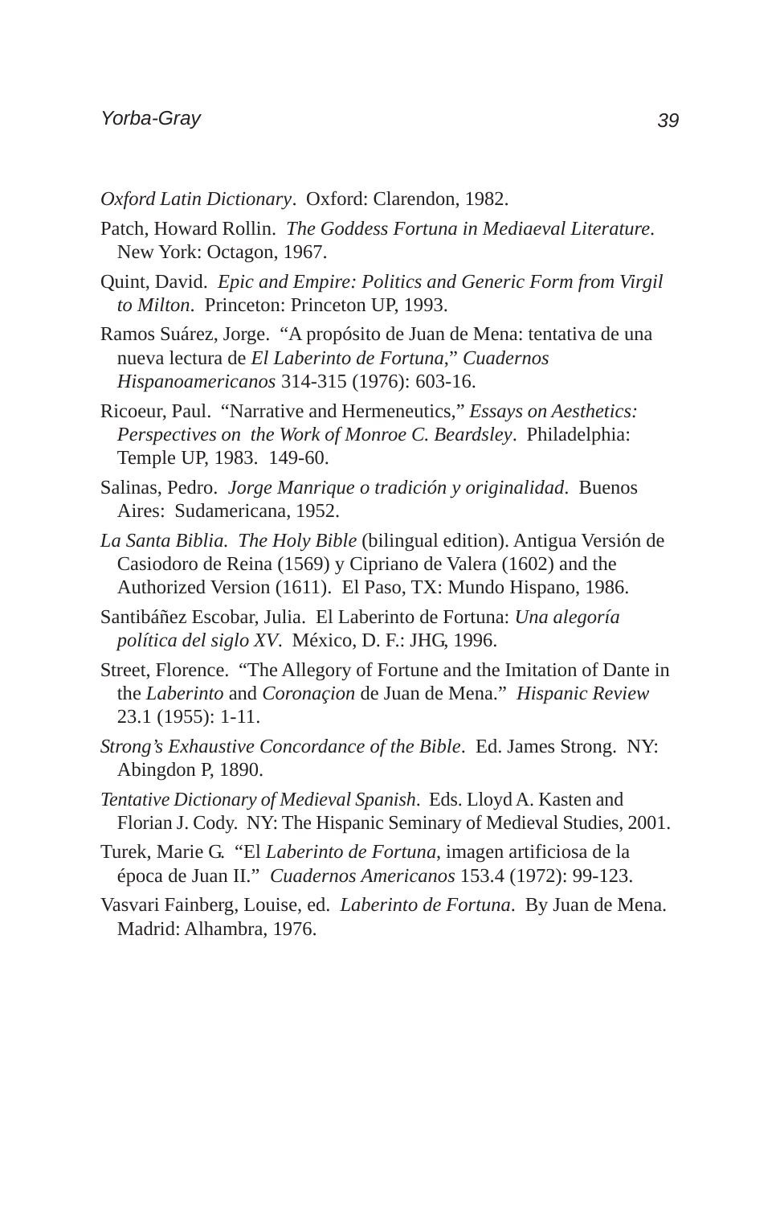*Oxford Latin Dictionary*. Oxford: Clarendon, 1982.

Patch, Howard Rollin. *The Goddess Fortuna in Mediaeval Literature*. New York: Octagon, 1967.

Quint, David. *Epic and Empire: Politics and Generic Form from Virgil to Milton*. Princeton: Princeton UP, 1993.

Ramos Suárez, Jorge. "A propósito de Juan de Mena: tentativa de una nueva lectura de *El Laberinto de Fortuna*," *Cuadernos Hispanoamericanos* 314-315 (1976): 603-16.

Ricoeur, Paul. "Narrative and Hermeneutics," *Essays on Aesthetics: Perspectives on the Work of Monroe C. Beardsley*. Philadelphia: Temple UP, 1983. 149-60.

Salinas, Pedro. *Jorge Manrique o tradición y originalidad*. Buenos Aires: Sudamericana, 1952.

*La Santa Biblia. The Holy Bible* (bilingual edition). Antigua Versión de Casiodoro de Reina (1569) y Cipriano de Valera (1602) and the Authorized Version (1611). El Paso, TX: Mundo Hispano, 1986.

Santibáñez Escobar, Julia. El Laberinto de Fortuna: *Una alegoría política del siglo XV*. México, D. F.: JHG, 1996.

Street, Florence. "The Allegory of Fortune and the Imitation of Dante in the *Laberinto* and *Coronaçion* de Juan de Mena." *Hispanic Review* 23.1 (1955): 1-11.

*Strong's Exhaustive Concordance of the Bible*. Ed. James Strong. NY: Abingdon P, 1890.

*Tentative Dictionary of Medieval Spanish*. Eds. Lloyd A. Kasten and Florian J. Cody. NY: The Hispanic Seminary of Medieval Studies, 2001.

Turek, Marie G. "El *Laberinto de Fortuna*, imagen artificiosa de la época de Juan II." *Cuadernos Americanos* 153.4 (1972): 99-123.

Vasvari Fainberg, Louise, ed. *Laberinto de Fortuna*. By Juan de Mena. Madrid: Alhambra, 1976.